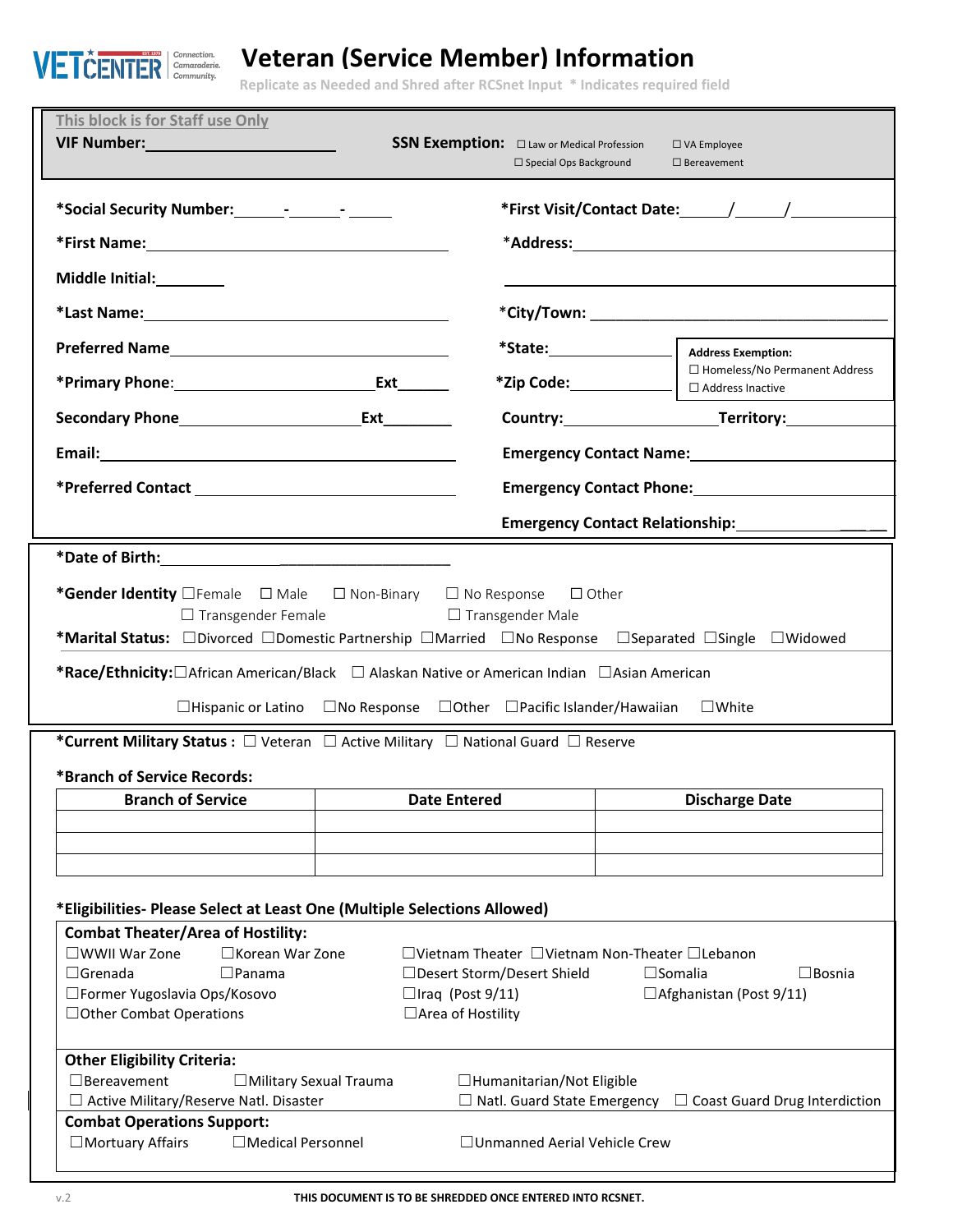VETCENTER Connection. Camaraderie. Community.

# Veteran (Service Member) Information

Replicate as Needed and Shred after RCSnet Input * Indicates required field

This block is for Staff use Only

**VIF Number:** ____________________

**SSN Exemption:** ☐ Law or Medical Profession ☐ VA Employee ☐ Special Ops Background ☐ Bereavement

**\*Social Security Number:** ______-______-______

**\*First Visit/Contact Date:** _____/_____/__________

**\*First Name:** ______________________________

**\*Address:** ______________________________

**Middle Initial:** ________

**\*Last Name:** ______________________________

**\*City/Town:** ______________________________

**Preferred Name** ______________________________

**\*State:** ______________

**Address Exemption:**
☐ Homeless/No Permanent Address
☐ Address Inactive

**\*Primary Phone:** ____________________ **Ext** ______

**\*Zip Code:** ______________

**Secondary Phone** ____________________ **Ext** ________

**Country:** ________________ **Territory:** ____________

**Email:** ______________________________

**Emergency Contact Name:** ______________________________

**\*Preferred Contact** ______________________________

**Emergency Contact Phone:** ______________________________

**Emergency Contact Relationship:** ______________________________

**\*Date of Birth:** ______________________________

**\*Gender Identity** ☐ Female ☐ Male ☐ Non-Binary ☐ No Response ☐ Other ☐ Transgender Female ☐ Transgender Male

**\*Marital Status:** ☐ Divorced ☐ Domestic Partnership ☐ Married ☐ No Response ☐ Separated ☐ Single ☐ Widowed

**\*Race/Ethnicity:** ☐ African American/Black ☐ Alaskan Native or American Indian ☐ Asian American ☐ Hispanic or Latino ☐ No Response ☐ Other ☐ Pacific Islander/Hawaiian ☐ White

**\*Current Military Status :** ☐ Veteran ☐ Active Military ☐ National Guard ☐ Reserve

**\*Branch of Service Records:**

| Branch of Service | Date Entered | Discharge Date |
|---|---|---|
| | | |
| | | |
| | | |

**\*Eligibilities- Please Select at Least One (Multiple Selections Allowed)**

**Combat Theater/Area of Hostility:**

☐ WWII War Zone ☐ Korean War Zone ☐ Vietnam Theater ☐ Vietnam Non-Theater ☐ Lebanon
☐ Grenada ☐ Panama ☐ Desert Storm/Desert Shield ☐ Somalia ☐ Bosnia
☐ Former Yugoslavia Ops/Kosovo ☐ Iraq (Post 9/11) ☐ Afghanistan (Post 9/11)
☐ Other Combat Operations ☐ Area of Hostility

**Other Eligibility Criteria:**

☐ Bereavement ☐ Military Sexual Trauma ☐ Humanitarian/Not Eligible
☐ Active Military/Reserve Natl. Disaster ☐ Natl. Guard State Emergency ☐ Coast Guard Drug Interdiction

**Combat Operations Support:**

☐ Mortuary Affairs ☐ Medical Personnel ☐ Unmanned Aerial Vehicle Crew

v.2

**THIS DOCUMENT IS TO BE SHREDDED ONCE ENTERED INTO RCSNET.**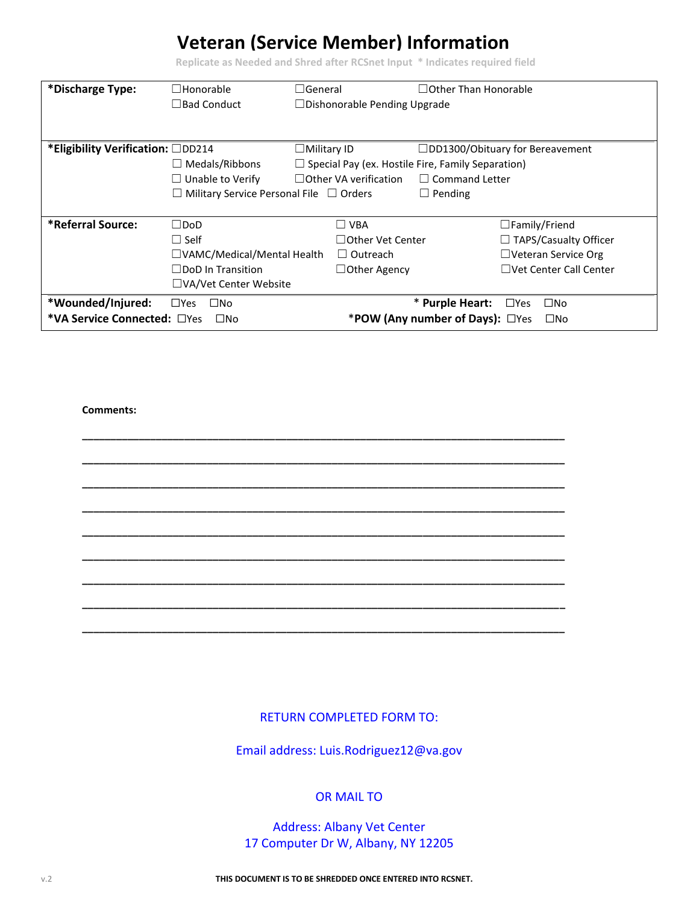# Veteran (Service Member) Information

Replicate as Needed and Shred after RCSnet Input * Indicates required field

| | | | | |
|---|---|---|---|---|
| **\*Discharge Type:** | ☐Honorable<br>☐Bad Conduct | ☐General<br>☐Dishonorable Pending Upgrade | ☐Other Than Honorable | |
| **\*Eligibility Verification:** | ☐DD214<br>☐ Medals/Ribbons<br>☐ Unable to Verify<br>☐ Military Service Personal File | ☐Military ID<br>☐ Special Pay (ex. Hostile Fire, Family Separation)<br>☐Other VA verification<br>☐ Orders | ☐DD1300/Obituary for Bereavement<br><br>☐ Command Letter<br>☐ Pending | |
| **\*Referral Source:** | ☐DoD<br>☐ Self<br>☐VAMC/Medical/Mental Health<br>☐DoD In Transition<br>☐VA/Vet Center Website | ☐ VBA<br>☐Other Vet Center<br>☐ Outreach<br>☐Other Agency | ☐Family/Friend<br>☐ TAPS/Casualty Officer<br>☐Veteran Service Org<br>☐Vet Center Call Center | |
| **\*Wounded/Injured:** | ☐Yes ☐No | | **\* Purple Heart:** | ☐Yes ☐No |
| **\*VA Service Connected:** | ☐Yes ☐No | | **\*POW (Any number of Days):** | ☐Yes ☐No |

**Comments:**

_______________________________________________________________________________

_______________________________________________________________________________

_______________________________________________________________________________

_______________________________________________________________________________

_______________________________________________________________________________

_______________________________________________________________________________

_______________________________________________________________________________

_______________________________________________________________________________

_______________________________________________________________________________

RETURN COMPLETED FORM TO:

Email address: Luis.Rodriguez12@va.gov

OR MAIL TO

Address: Albany Vet Center
17 Computer Dr W, Albany, NY 12205

v.2

**THIS DOCUMENT IS TO BE SHREDDED ONCE ENTERED INTO RCSNET.**